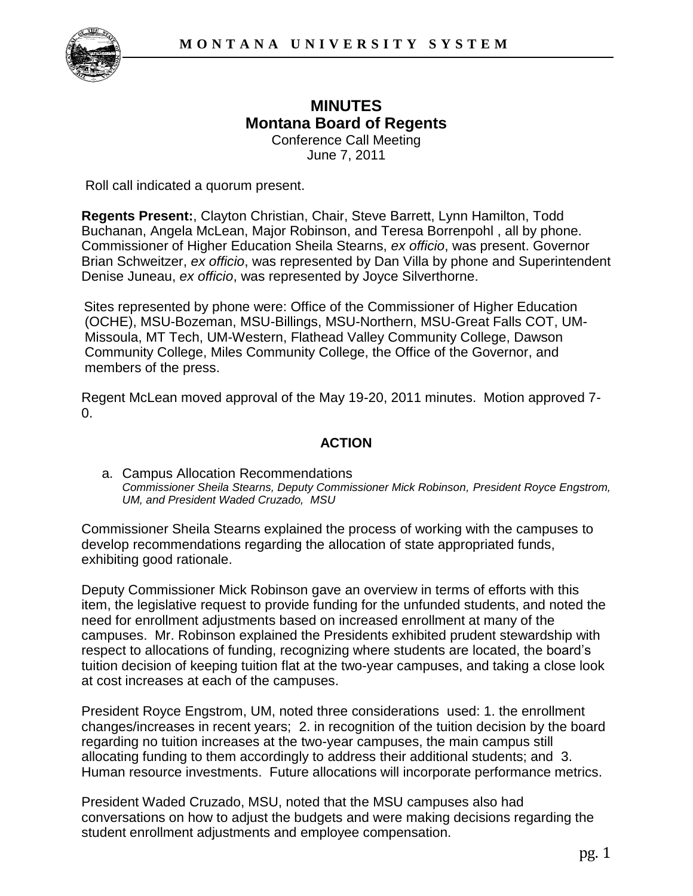# MINUTES
## Montana Board of Regents
Conference Call Meeting
June 7, 2011

Roll call indicated a quorum present.

**Regents Present:**, Clayton Christian, Chair, Steve Barrett, Lynn Hamilton, Todd Buchanan, Angela McLean, Major Robinson, and Teresa Borrenpohl , all by phone. Commissioner of Higher Education Sheila Stearns, *ex officio*, was present. Governor Brian Schweitzer, *ex officio*, was represented by Dan Villa by phone and Superintendent Denise Juneau, *ex officio*, was represented by Joyce Silverthorne.

Sites represented by phone were: Office of the Commissioner of Higher Education (OCHE), MSU-Bozeman, MSU-Billings, MSU-Northern, MSU-Great Falls COT, UM-Missoula, MT Tech, UM-Western, Flathead Valley Community College, Dawson Community College, Miles Community College, the Office of the Governor, and members of the press.

Regent McLean moved approval of the May 19-20, 2011 minutes. Motion approved 7-0.

### ACTION

a. Campus Allocation Recommendations
*Commissioner Sheila Stearns, Deputy Commissioner Mick Robinson, President Royce Engstrom, UM, and President Waded Cruzado, MSU*

Commissioner Sheila Stearns explained the process of working with the campuses to develop recommendations regarding the allocation of state appropriated funds, exhibiting good rationale.

Deputy Commissioner Mick Robinson gave an overview in terms of efforts with this item, the legislative request to provide funding for the unfunded students, and noted the need for enrollment adjustments based on increased enrollment at many of the campuses. Mr. Robinson explained the Presidents exhibited prudent stewardship with respect to allocations of funding, recognizing where students are located, the board's tuition decision of keeping tuition flat at the two-year campuses, and taking a close look at cost increases at each of the campuses.

President Royce Engstrom, UM, noted three considerations used: 1. the enrollment changes/increases in recent years; 2. in recognition of the tuition decision by the board regarding no tuition increases at the two-year campuses, the main campus still allocating funding to them accordingly to address their additional students; and 3. Human resource investments. Future allocations will incorporate performance metrics.

President Waded Cruzado, MSU, noted that the MSU campuses also had conversations on how to adjust the budgets and were making decisions regarding the student enrollment adjustments and employee compensation.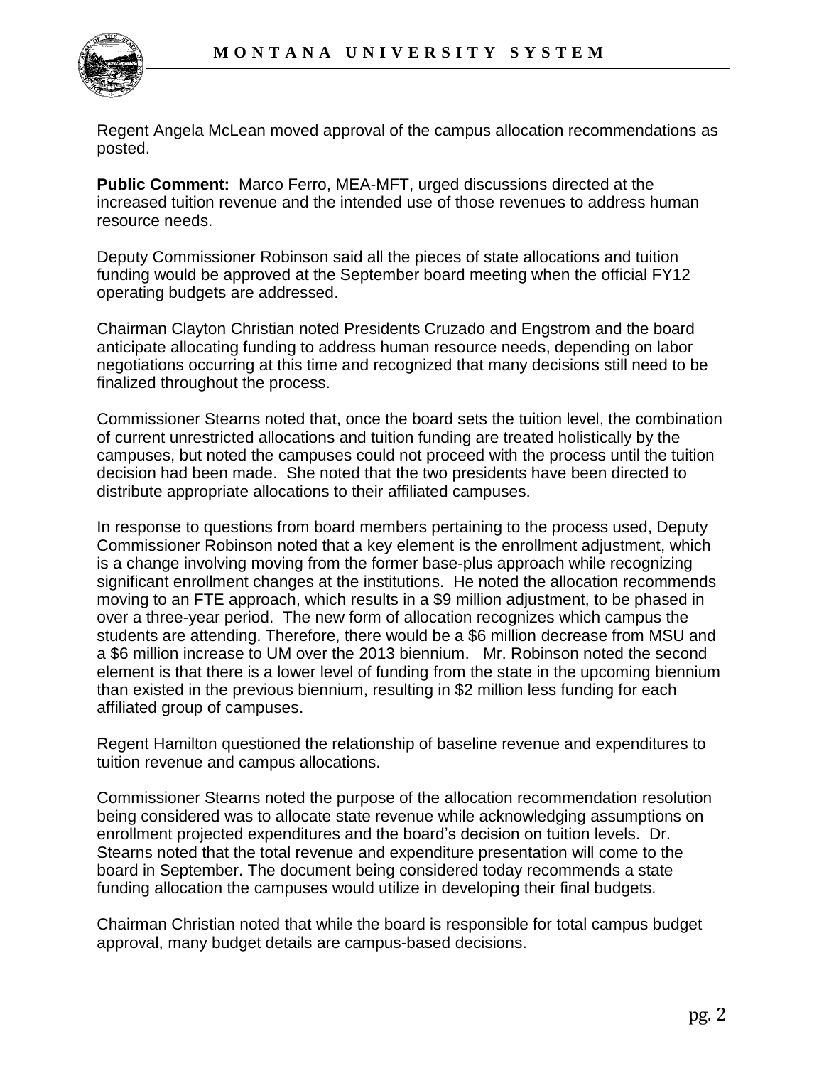Regent Angela McLean moved approval of the campus allocation recommendations as posted.

**Public Comment:** Marco Ferro, MEA-MFT, urged discussions directed at the increased tuition revenue and the intended use of those revenues to address human resource needs.

Deputy Commissioner Robinson said all the pieces of state allocations and tuition funding would be approved at the September board meeting when the official FY12 operating budgets are addressed.

Chairman Clayton Christian noted Presidents Cruzado and Engstrom and the board anticipate allocating funding to address human resource needs, depending on labor negotiations occurring at this time and recognized that many decisions still need to be finalized throughout the process.

Commissioner Stearns noted that, once the board sets the tuition level, the combination of current unrestricted allocations and tuition funding are treated holistically by the campuses, but noted the campuses could not proceed with the process until the tuition decision had been made. She noted that the two presidents have been directed to distribute appropriate allocations to their affiliated campuses.

In response to questions from board members pertaining to the process used, Deputy Commissioner Robinson noted that a key element is the enrollment adjustment, which is a change involving moving from the former base-plus approach while recognizing significant enrollment changes at the institutions. He noted the allocation recommends moving to an FTE approach, which results in a $9 million adjustment, to be phased in over a three-year period. The new form of allocation recognizes which campus the students are attending. Therefore, there would be a $6 million decrease from MSU and a $6 million increase to UM over the 2013 biennium. Mr. Robinson noted the second element is that there is a lower level of funding from the state in the upcoming biennium than existed in the previous biennium, resulting in $2 million less funding for each affiliated group of campuses.

Regent Hamilton questioned the relationship of baseline revenue and expenditures to tuition revenue and campus allocations.

Commissioner Stearns noted the purpose of the allocation recommendation resolution being considered was to allocate state revenue while acknowledging assumptions on enrollment projected expenditures and the board's decision on tuition levels. Dr. Stearns noted that the total revenue and expenditure presentation will come to the board in September. The document being considered today recommends a state funding allocation the campuses would utilize in developing their final budgets.

Chairman Christian noted that while the board is responsible for total campus budget approval, many budget details are campus-based decisions.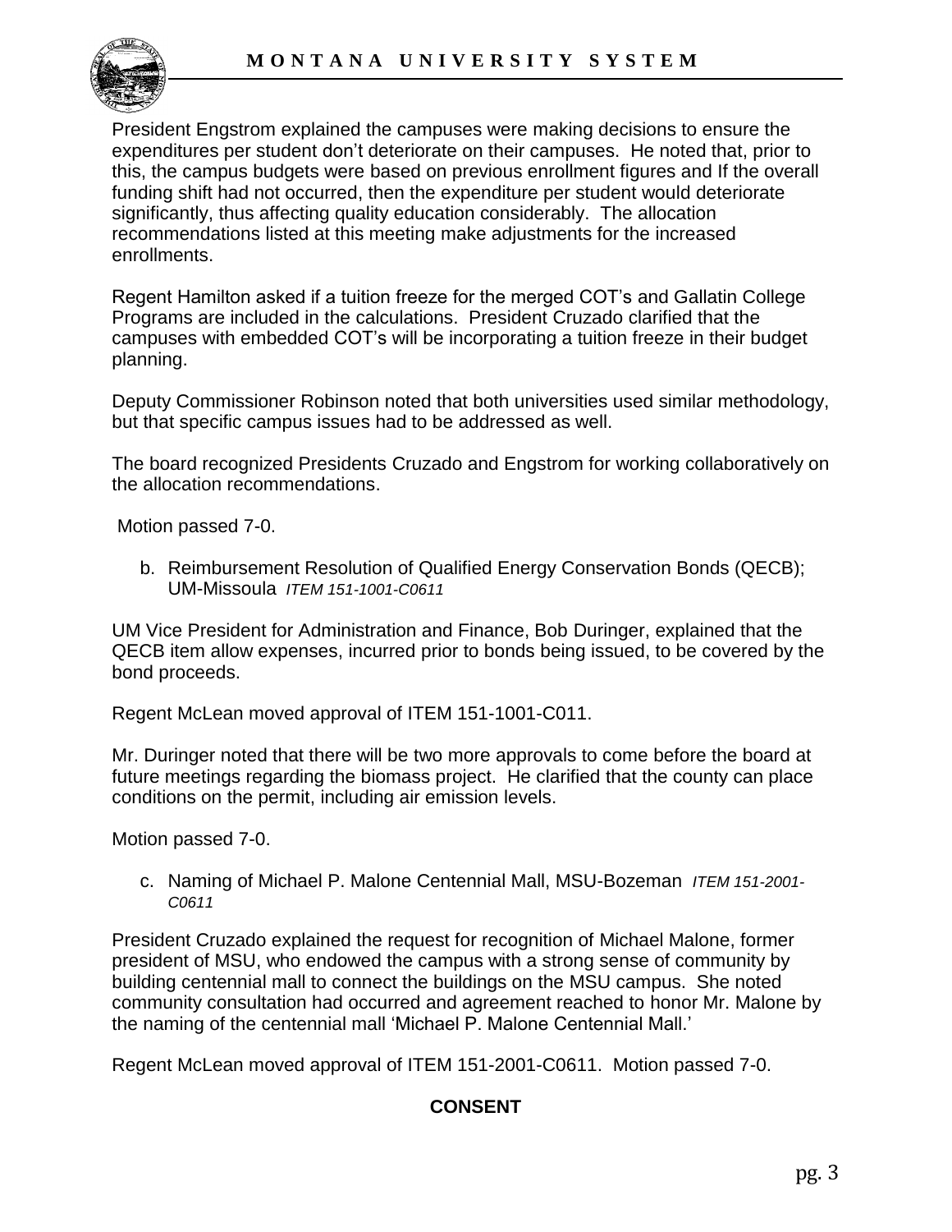President Engstrom explained the campuses were making decisions to ensure the expenditures per student don't deteriorate on their campuses. He noted that, prior to this, the campus budgets were based on previous enrollment figures and If the overall funding shift had not occurred, then the expenditure per student would deteriorate significantly, thus affecting quality education considerably. The allocation recommendations listed at this meeting make adjustments for the increased enrollments.

Regent Hamilton asked if a tuition freeze for the merged COT's and Gallatin College Programs are included in the calculations. President Cruzado clarified that the campuses with embedded COT's will be incorporating a tuition freeze in their budget planning.

Deputy Commissioner Robinson noted that both universities used similar methodology, but that specific campus issues had to be addressed as well.

The board recognized Presidents Cruzado and Engstrom for working collaboratively on the allocation recommendations.

Motion passed 7-0.

b. Reimbursement Resolution of Qualified Energy Conservation Bonds (QECB); UM-Missoula *ITEM 151-1001-C0611*

UM Vice President for Administration and Finance, Bob Duringer, explained that the QECB item allow expenses, incurred prior to bonds being issued, to be covered by the bond proceeds.

Regent McLean moved approval of ITEM 151-1001-C011.

Mr. Duringer noted that there will be two more approvals to come before the board at future meetings regarding the biomass project. He clarified that the county can place conditions on the permit, including air emission levels.

Motion passed 7-0.

c. Naming of Michael P. Malone Centennial Mall, MSU-Bozeman *ITEM 151-2001-C0611*

President Cruzado explained the request for recognition of Michael Malone, former president of MSU, who endowed the campus with a strong sense of community by building centennial mall to connect the buildings on the MSU campus. She noted community consultation had occurred and agreement reached to honor Mr. Malone by the naming of the centennial mall 'Michael P. Malone Centennial Mall.'

Regent McLean moved approval of ITEM 151-2001-C0611. Motion passed 7-0.

**CONSENT**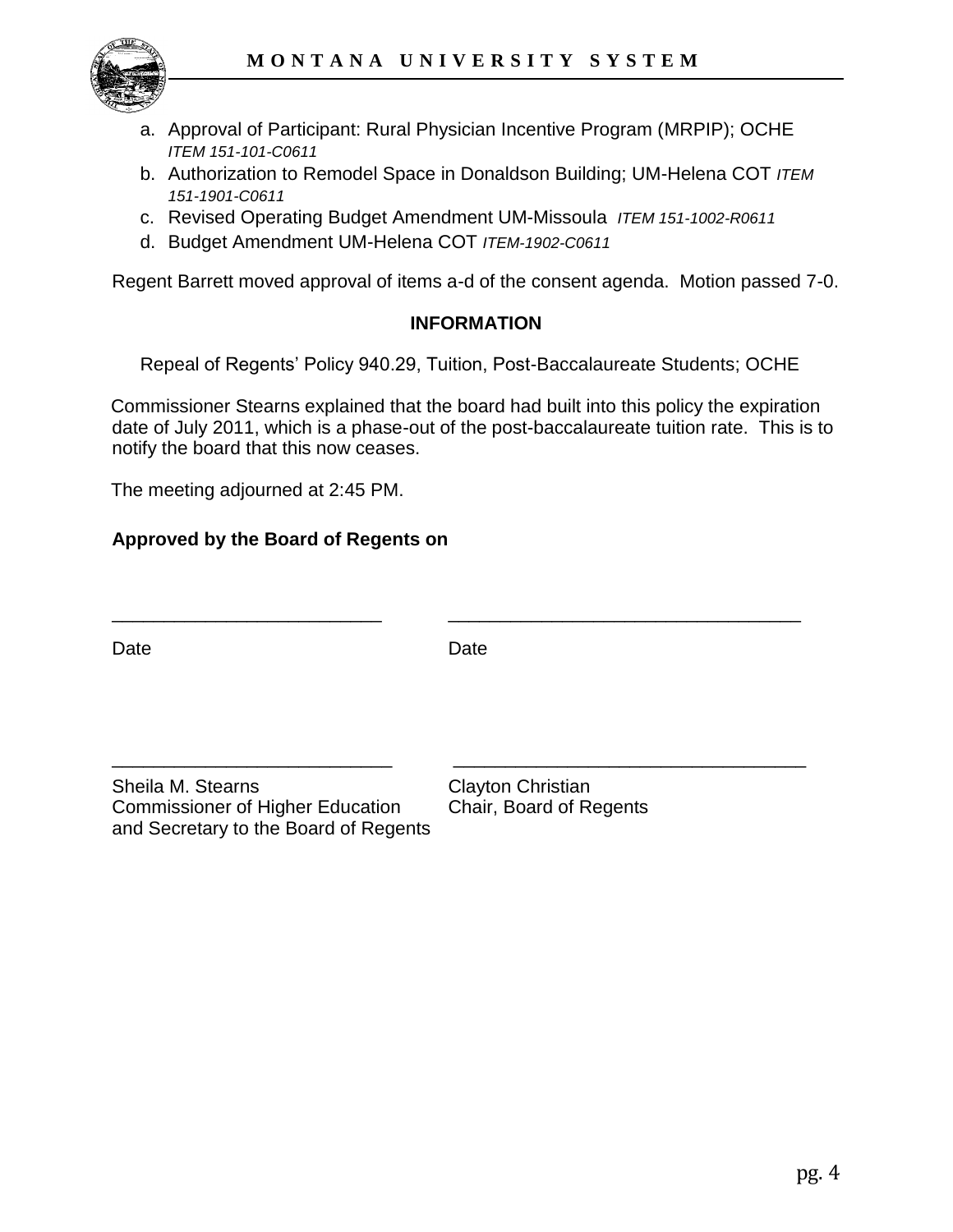a. Approval of Participant: Rural Physician Incentive Program (MRPIP); OCHE *ITEM 151-101-C0611*
b. Authorization to Remodel Space in Donaldson Building; UM-Helena COT *ITEM 151-1901-C0611*
c. Revised Operating Budget Amendment UM-Missoula *ITEM 151-1002-R0611*
d. Budget Amendment UM-Helena COT *ITEM-1902-C0611*

Regent Barrett moved approval of items a-d of the consent agenda. Motion passed 7-0.

**INFORMATION**

Repeal of Regents' Policy 940.29, Tuition, Post-Baccalaureate Students; OCHE

Commissioner Stearns explained that the board had built into this policy the expiration date of July 2011, which is a phase-out of the post-baccalaureate tuition rate. This is to notify the board that this now ceases.

The meeting adjourned at 2:45 PM.

**Approved by the Board of Regents on**

_________________________ _________________________

Date Date

_________________________ _________________________

Sheila M. Stearns
Commissioner of Higher Education
and Secretary to the Board of Regents

Clayton Christian
Chair, Board of Regents